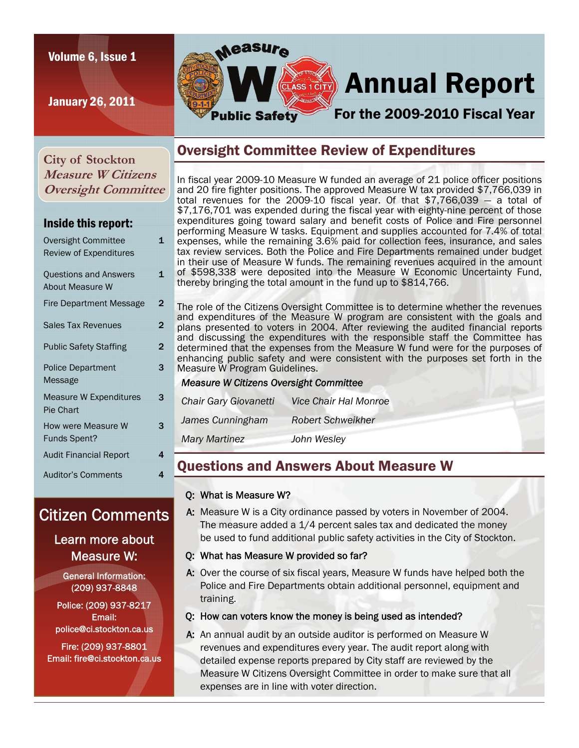Volume 6, Issue 1

January 26, 2011

# Measure W Public Safety Annual Report

## For the 2009-2010 Fiscal Year

**City of Stockton**
***Measure W Citizens Oversight Committee***

### Inside this report:

| | |
|---|---|
| Oversight Committee Review of Expenditures | 1 |
| Questions and Answers About Measure W | 1 |
| Fire Department Message | 2 |
| Sales Tax Revenues | 2 |
| Public Safety Staffing | 2 |
| Police Department Message | 3 |
| Measure W Expenditures Pie Chart | 3 |
| How were Measure W Funds Spent? | 3 |
| Audit Financial Report | 4 |
| Auditor's Comments | 4 |

## Oversight Committee Review of Expenditures

In fiscal year 2009-10 Measure W funded an average of 21 police officer positions and 20 fire fighter positions. The approved Measure W tax provided $7,766,039 in total revenues for the 2009-10 fiscal year. Of that $7,766,039 — a total of $7,176,701 was expended during the fiscal year with eighty-nine percent of those expenditures going toward salary and benefit costs of Police and Fire personnel performing Measure W tasks. Equipment and supplies accounted for 7.4% of total expenses, while the remaining 3.6% paid for collection fees, insurance, and sales tax review services. Both the Police and Fire Departments remained under budget in their use of Measure W funds. The remaining revenues acquired in the amount of $598,338 were deposited into the Measure W Economic Uncertainty Fund, thereby bringing the total amount in the fund up to $814,766.

The role of the Citizens Oversight Committee is to determine whether the revenues and expenditures of the Measure W program are consistent with the goals and plans presented to voters in 2004. After reviewing the audited financial reports and discussing the expenditures with the responsible staff the Committee has determined that the expenses from the Measure W fund were for the purposes of enhancing public safety and were consistent with the purposes set forth in the Measure W Program Guidelines.

***Measure W Citizens Oversight Committee***

| | |
|---|---|
| *Chair Gary Giovanetti* | *Vice Chair Hal Monroe* |
| *James Cunningham* | *Robert Schweikher* |
| *Mary Martinez* | *John Wesley* |

## Questions and Answers About Measure W

**Q:** What is Measure W?

**A:** Measure W is a City ordinance passed by voters in November of 2004. The measure added a 1/4 percent sales tax and dedicated the money be used to fund additional public safety activities in the City of Stockton.

**Q:** What has Measure W provided so far?

**A:** Over the course of six fiscal years, Measure W funds have helped both the Police and Fire Departments obtain additional personnel, equipment and training.

**Q:** How can voters know the money is being used as intended?

**A:** An annual audit by an outside auditor is performed on Measure W revenues and expenditures every year. The audit report along with detailed expense reports prepared by City staff are reviewed by the Measure W Citizens Oversight Committee in order to make sure that all expenses are in line with voter direction.

## Citizen Comments

### Learn more about Measure W:

General Information: (209) 937-8848

Police: (209) 937-8217
Email: police@ci.stockton.ca.us

Fire: (209) 937-8801
Email: fire@ci.stockton.ca.us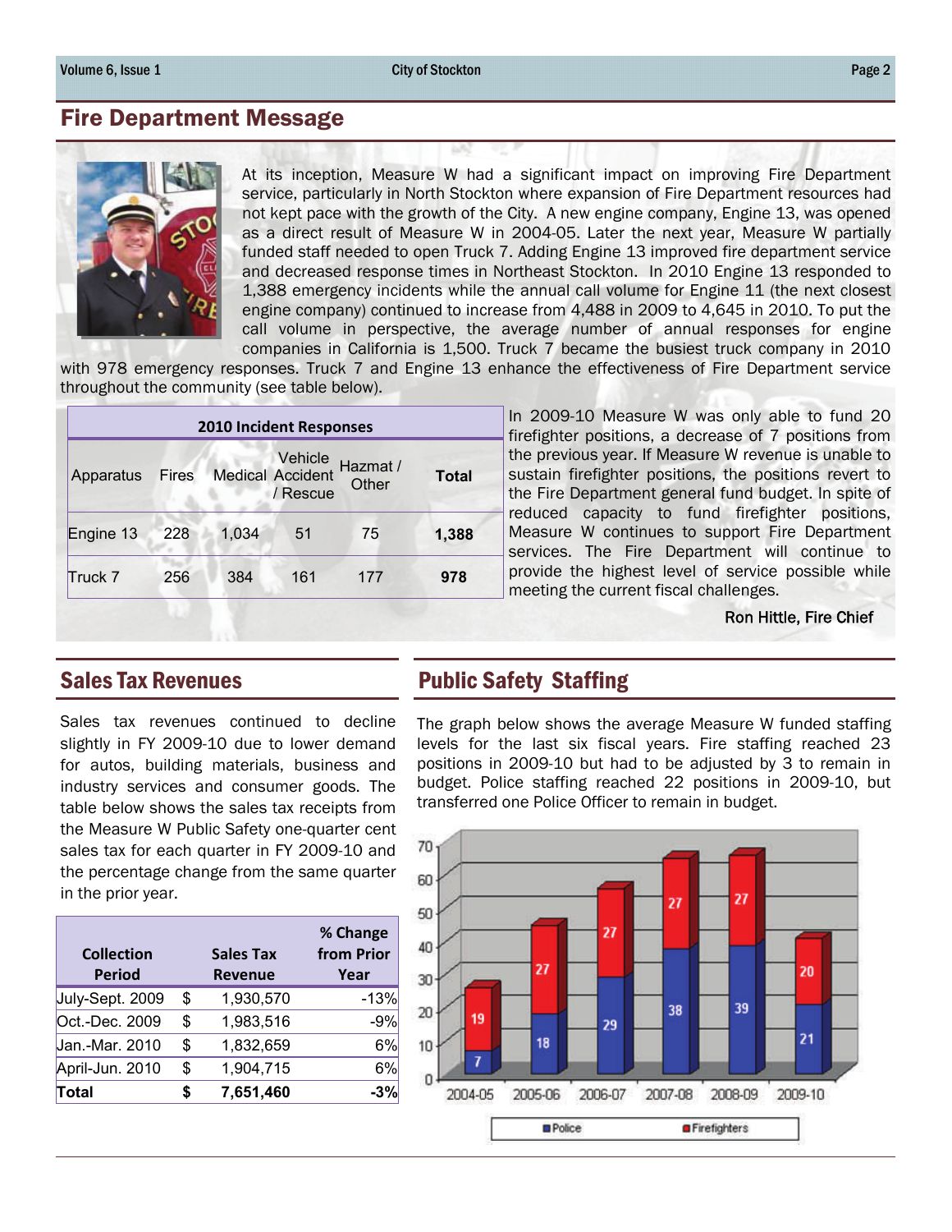## Fire Department Message

At its inception, Measure W had a significant impact on improving Fire Department service, particularly in North Stockton where expansion of Fire Department resources had not kept pace with the growth of the City. A new engine company, Engine 13, was opened as a direct result of Measure W in 2004-05. Later the next year, Measure W partially funded staff needed to open Truck 7. Adding Engine 13 improved fire department service and decreased response times in Northeast Stockton. In 2010 Engine 13 responded to 1,388 emergency incidents while the annual call volume for Engine 11 (the next closest engine company) continued to increase from 4,488 in 2009 to 4,645 in 2010. To put the call volume in perspective, the average number of annual responses for engine companies in California is 1,500. Truck 7 became the busiest truck company in 2010 with 978 emergency responses. Truck 7 and Engine 13 enhance the effectiveness of Fire Department service throughout the community (see table below).

**2010 Incident Responses**

| Apparatus | Fires | Medical | Vehicle Accident / Rescue | Hazmat / Other | Total |
|---|---|---|---|---|---|
| Engine 13 | 228 | 1,034 | 51 | 75 | **1,388** |
| Truck 7 | 256 | 384 | 161 | 177 | **978** |

In 2009-10 Measure W was only able to fund 20 firefighter positions, a decrease of 7 positions from the previous year. If Measure W revenue is unable to sustain firefighter positions, the positions revert to the Fire Department general fund budget. In spite of reduced capacity to fund firefighter positions, Measure W continues to support Fire Department services. The Fire Department will continue to provide the highest level of service possible while meeting the current fiscal challenges.

Ron Hittle, Fire Chief

## Sales Tax Revenues

Sales tax revenues continued to decline slightly in FY 2009-10 due to lower demand for autos, building materials, business and industry services and consumer goods. The table below shows the sales tax receipts from the Measure W Public Safety one-quarter cent sales tax for each quarter in FY 2009-10 and the percentage change from the same quarter in the prior year.

| Collection Period | Sales Tax Revenue | % Change from Prior Year |
|---|---|---|
| July-Sept. 2009 | $ 1,930,570 | -13% |
| Oct.-Dec. 2009 | $ 1,983,516 | -9% |
| Jan.-Mar. 2010 | $ 1,832,659 | 6% |
| April-Jun. 2010 | $ 1,904,715 | 6% |
| **Total** | **$ 7,651,460** | **-3%** |

## Public Safety Staffing

The graph below shows the average Measure W funded staffing levels for the last six fiscal years. Fire staffing reached 23 positions in 2009-10 but had to be adjusted by 3 to remain in budget. Police staffing reached 22 positions in 2009-10, but transferred one Police Officer to remain in budget.

| Fiscal Year | Police | Firefighters |
|---|---|---|
| 2004-05 | 7 | 19 |
| 2005-06 | 18 | 27 |
| 2006-07 | 29 | 27 |
| 2007-08 | 38 | 27 |
| 2008-09 | 39 | 27 |
| 2009-10 | 21 | 20 |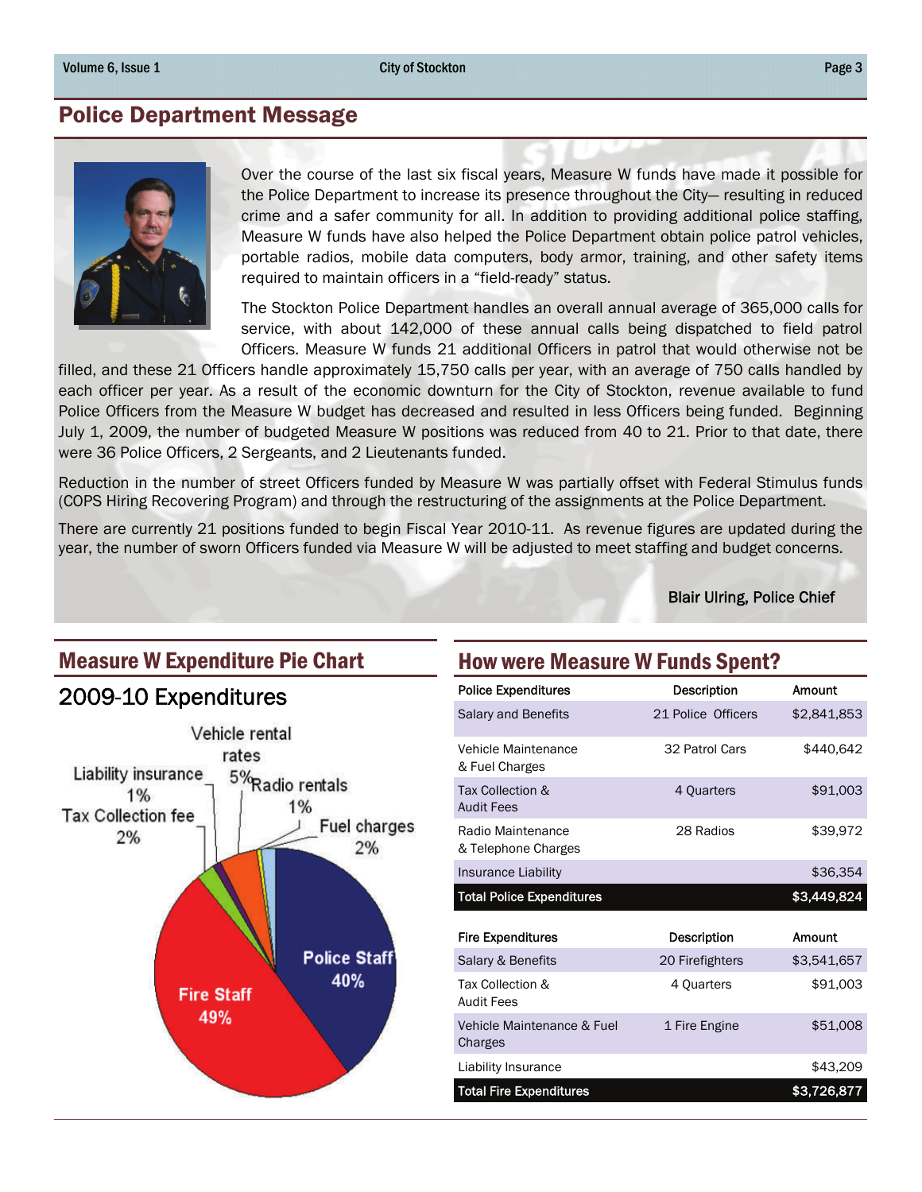## Police Department Message

Over the course of the last six fiscal years, Measure W funds have made it possible for the Police Department to increase its presence throughout the City— resulting in reduced crime and a safer community for all. In addition to providing additional police staffing, Measure W funds have also helped the Police Department obtain police patrol vehicles, portable radios, mobile data computers, body armor, training, and other safety items required to maintain officers in a "field-ready" status.

The Stockton Police Department handles an overall annual average of 365,000 calls for service, with about 142,000 of these annual calls being dispatched to field patrol Officers. Measure W funds 21 additional Officers in patrol that would otherwise not be filled, and these 21 Officers handle approximately 15,750 calls per year, with an average of 750 calls handled by each officer per year. As a result of the economic downturn for the City of Stockton, revenue available to fund Police Officers from the Measure W budget has decreased and resulted in less Officers being funded. Beginning July 1, 2009, the number of budgeted Measure W positions was reduced from 40 to 21. Prior to that date, there were 36 Police Officers, 2 Sergeants, and 2 Lieutenants funded.

Reduction in the number of street Officers funded by Measure W was partially offset with Federal Stimulus funds (COPS Hiring Recovering Program) and through the restructuring of the assignments at the Police Department.

There are currently 21 positions funded to begin Fiscal Year 2010-11. As revenue figures are updated during the year, the number of sworn Officers funded via Measure W will be adjusted to meet staffing and budget concerns.

Blair Ulring, Police Chief

## Measure W Expenditure Pie Chart

### 2009-10 Expenditures

- Fire Staff 49%
- Police Staff 40%
- Vehicle rental rates 5%
- Tax Collection fee 2%
- Fuel charges 2%
- Liability insurance 1%
- Radio rentals 1%

## How were Measure W Funds Spent?

| Police Expenditures | Description | Amount |
|---|---|---|
| Salary and Benefits | 21 Police Officers | $2,841,853 |
| Vehicle Maintenance & Fuel Charges | 32 Patrol Cars | $440,642 |
| Tax Collection & Audit Fees | 4 Quarters | $91,003 |
| Radio Maintenance & Telephone Charges | 28 Radios | $39,972 |
| Insurance Liability | | $36,354 |
| **Total Police Expenditures** | | **$3,449,824** |

| Fire Expenditures | Description | Amount |
|---|---|---|
| Salary & Benefits | 20 Firefighters | $3,541,657 |
| Tax Collection & Audit Fees | 4 Quarters | $91,003 |
| Vehicle Maintenance & Fuel Charges | 1 Fire Engine | $51,008 |
| Liability Insurance | | $43,209 |
| **Total Fire Expenditures** | | **$3,726,877** |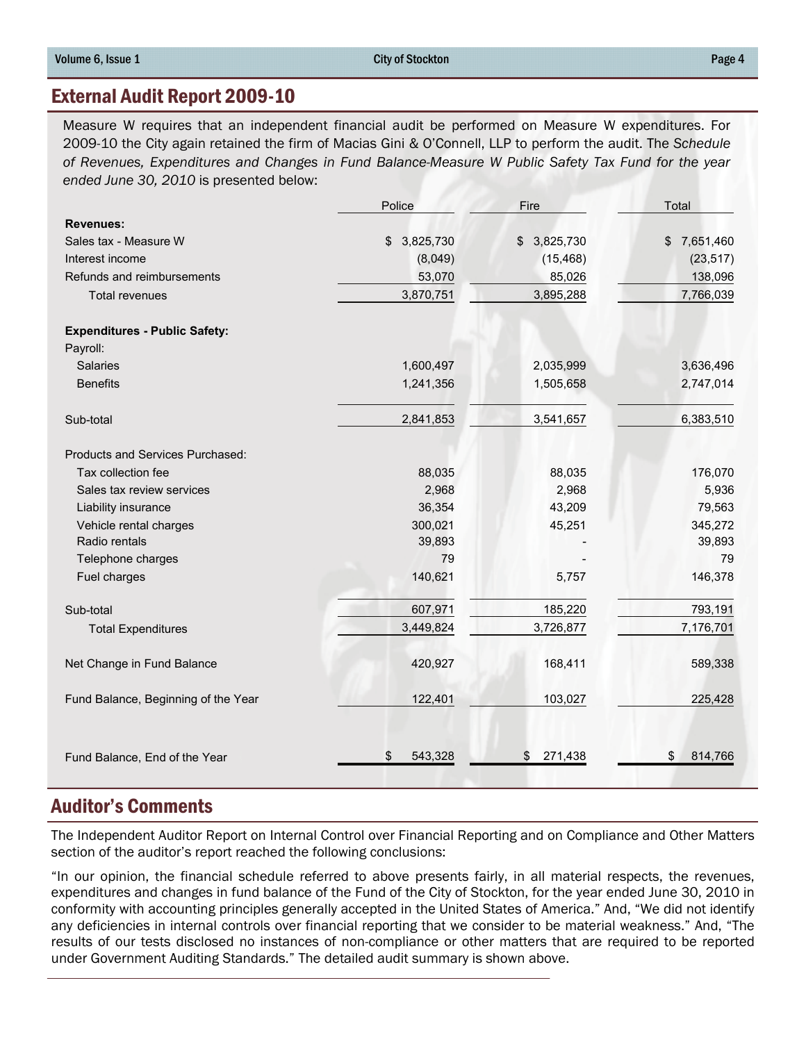## External Audit Report 2009-10

Measure W requires that an independent financial audit be performed on Measure W expenditures. For 2009-10 the City again retained the firm of Macias Gini & O'Connell, LLP to perform the audit. The *Schedule of Revenues, Expenditures and Changes in Fund Balance-Measure W Public Safety Tax Fund for the year ended June 30, 2010* is presented below:

| | Police | Fire | Total |
|---|---|---|---|
| **Revenues:** | | | |
| Sales tax - Measure W | $ 3,825,730 | $ 3,825,730 | $ 7,651,460 |
| Interest income | (8,049) | (15,468) | (23,517) |
| Refunds and reimbursements | 53,070 | 85,026 | 138,096 |
| Total revenues | 3,870,751 | 3,895,288 | 7,766,039 |
| **Expenditures - Public Safety:** | | | |
| Payroll: | | | |
| Salaries | 1,600,497 | 2,035,999 | 3,636,496 |
| Benefits | 1,241,356 | 1,505,658 | 2,747,014 |
| Sub-total | 2,841,853 | 3,541,657 | 6,383,510 |
| Products and Services Purchased: | | | |
| Tax collection fee | 88,035 | 88,035 | 176,070 |
| Sales tax review services | 2,968 | 2,968 | 5,936 |
| Liability insurance | 36,354 | 43,209 | 79,563 |
| Vehicle rental charges | 300,021 | 45,251 | 345,272 |
| Radio rentals | 39,893 | - | 39,893 |
| Telephone charges | 79 | - | 79 |
| Fuel charges | 140,621 | 5,757 | 146,378 |
| Sub-total | 607,971 | 185,220 | 793,191 |
| Total Expenditures | 3,449,824 | 3,726,877 | 7,176,701 |
| Net Change in Fund Balance | 420,927 | 168,411 | 589,338 |
| Fund Balance, Beginning of the Year | 122,401 | 103,027 | 225,428 |
| Fund Balance, End of the Year | $ 543,328 | $ 271,438 | $ 814,766 |

## Auditor's Comments

The Independent Auditor Report on Internal Control over Financial Reporting and on Compliance and Other Matters section of the auditor's report reached the following conclusions:

"In our opinion, the financial schedule referred to above presents fairly, in all material respects, the revenues, expenditures and changes in fund balance of the Fund of the City of Stockton, for the year ended June 30, 2010 in conformity with accounting principles generally accepted in the United States of America." And, "We did not identify any deficiencies in internal controls over financial reporting that we consider to be material weakness." And, "The results of our tests disclosed no instances of non-compliance or other matters that are required to be reported under Government Auditing Standards." The detailed audit summary is shown above.